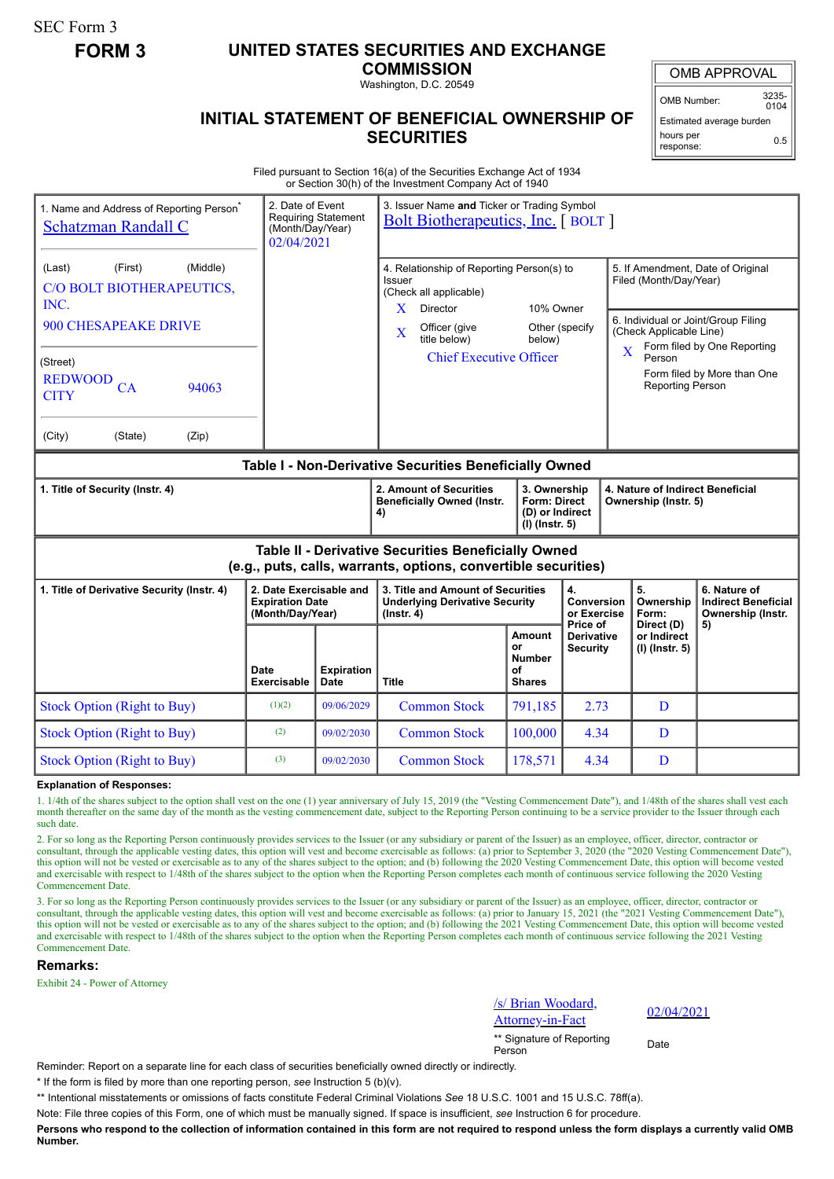SEC Form 3

**FORM 3**

# UNITED STATES SECURITIES AND EXCHANGE COMMISSION

Washington, D.C. 20549

## INITIAL STATEMENT OF BENEFICIAL OWNERSHIP OF SECURITIES

| OMB APPROVAL | |
|---|---|
| OMB Number: | 3235-0104 |
| Estimated average burden | |
| hours per response: | 0.5 |

Filed pursuant to Section 16(a) of the Securities Exchange Act of 1934 or Section 30(h) of the Investment Company Act of 1940

1. Name and Address of Reporting Person*
Schatzman Randall C

(Last) (First) (Middle)
C/O BOLT BIOTHERAPEUTICS, INC.
900 CHESAPEAKE DRIVE

(Street)
REDWOOD CITY CA 94063

(City) (State) (Zip)

2. Date of Event Requiring Statement (Month/Day/Year)
02/04/2021

3. Issuer Name **and** Ticker or Trading Symbol
Bolt Biotherapeutics, Inc. [ BOLT ]

4. Relationship of Reporting Person(s) to Issuer (Check all applicable)
X Director
10% Owner
X Officer (give title below)
Other (specify below)
Chief Executive Officer

5. If Amendment, Date of Original Filed (Month/Day/Year)

6. Individual or Joint/Group Filing (Check Applicable Line)
X Form filed by One Reporting Person
Form filed by More than One Reporting Person

### Table I - Non-Derivative Securities Beneficially Owned

| 1. Title of Security (Instr. 4) | 2. Amount of Securities Beneficially Owned (Instr. 4) | 3. Ownership Form: Direct (D) or Indirect (I) (Instr. 5) | 4. Nature of Indirect Beneficial Ownership (Instr. 5) |
|---|---|---|---|

### Table II - Derivative Securities Beneficially Owned (e.g., puts, calls, warrants, options, convertible securities)

| 1. Title of Derivative Security (Instr. 4) | 2. Date Exercisable and Expiration Date (Month/Day/Year) | | 3. Title and Amount of Securities Underlying Derivative Security (Instr. 4) | | 4. Conversion or Exercise Price of Derivative Security | 5. Ownership Form: Direct (D) or Indirect (I) (Instr. 5) | 6. Nature of Indirect Beneficial Ownership (Instr. 5) |
|---|---|---|---|---|---|---|---|
| | Date Exercisable | Expiration Date | Title | Amount or Number of Shares | | | |
| Stock Option (Right to Buy) | (1)(2) | 09/06/2029 | Common Stock | 791,185 | 2.73 | D | |
| Stock Option (Right to Buy) | (2) | 09/02/2030 | Common Stock | 100,000 | 4.34 | D | |
| Stock Option (Right to Buy) | (3) | 09/02/2030 | Common Stock | 178,571 | 4.34 | D | |

**Explanation of Responses:**

1. 1/4th of the shares subject to the option shall vest on the one (1) year anniversary of July 15, 2019 (the "Vesting Commencement Date"), and 1/48th of the shares shall vest each month thereafter on the same day of the month as the vesting commencement date, subject to the Reporting Person continuing to be a service provider to the Issuer through each such date.

2. For so long as the Reporting Person continuously provides services to the Issuer (or any subsidiary or parent of the Issuer) as an employee, officer, director, contractor or consultant, through the applicable vesting dates, this option will vest and become exercisable as follows: (a) prior to September 3, 2020 (the "2020 Vesting Commencement Date"), this option will not be vested or exercisable as to any of the shares subject to the option; and (b) following the 2020 Vesting Commencement Date, this option will become vested and exercisable with respect to 1/48th of the shares subject to the option when the Reporting Person completes each month of continuous service following the 2020 Vesting Commencement Date.

3. For so long as the Reporting Person continuously provides services to the Issuer (or any subsidiary or parent of the Issuer) as an employee, officer, director, contractor or consultant, through the applicable vesting dates, this option will vest and become exercisable as follows: (a) prior to January 15, 2021 (the "2021 Vesting Commencement Date"), this option will not be vested or exercisable as to any of the shares subject to the option; and (b) following the 2021 Vesting Commencement Date, this option will become vested and exercisable with respect to 1/48th of the shares subject to the option when the Reporting Person completes each month of continuous service following the 2021 Vesting Commencement Date.

**Remarks:**

Exhibit 24 - Power of Attorney

/s/ Brian Woodard, Attorney-in-Fact — 02/04/2021

** Signature of Reporting Person — Date

Reminder: Report on a separate line for each class of securities beneficially owned directly or indirectly.

* If the form is filed by more than one reporting person, *see* Instruction 5 (b)(v).

** Intentional misstatements or omissions of facts constitute Federal Criminal Violations *See* 18 U.S.C. 1001 and 15 U.S.C. 78ff(a).

Note: File three copies of this Form, one of which must be manually signed. If space is insufficient, *see* Instruction 6 for procedure.

**Persons who respond to the collection of information contained in this form are not required to respond unless the form displays a currently valid OMB Number.**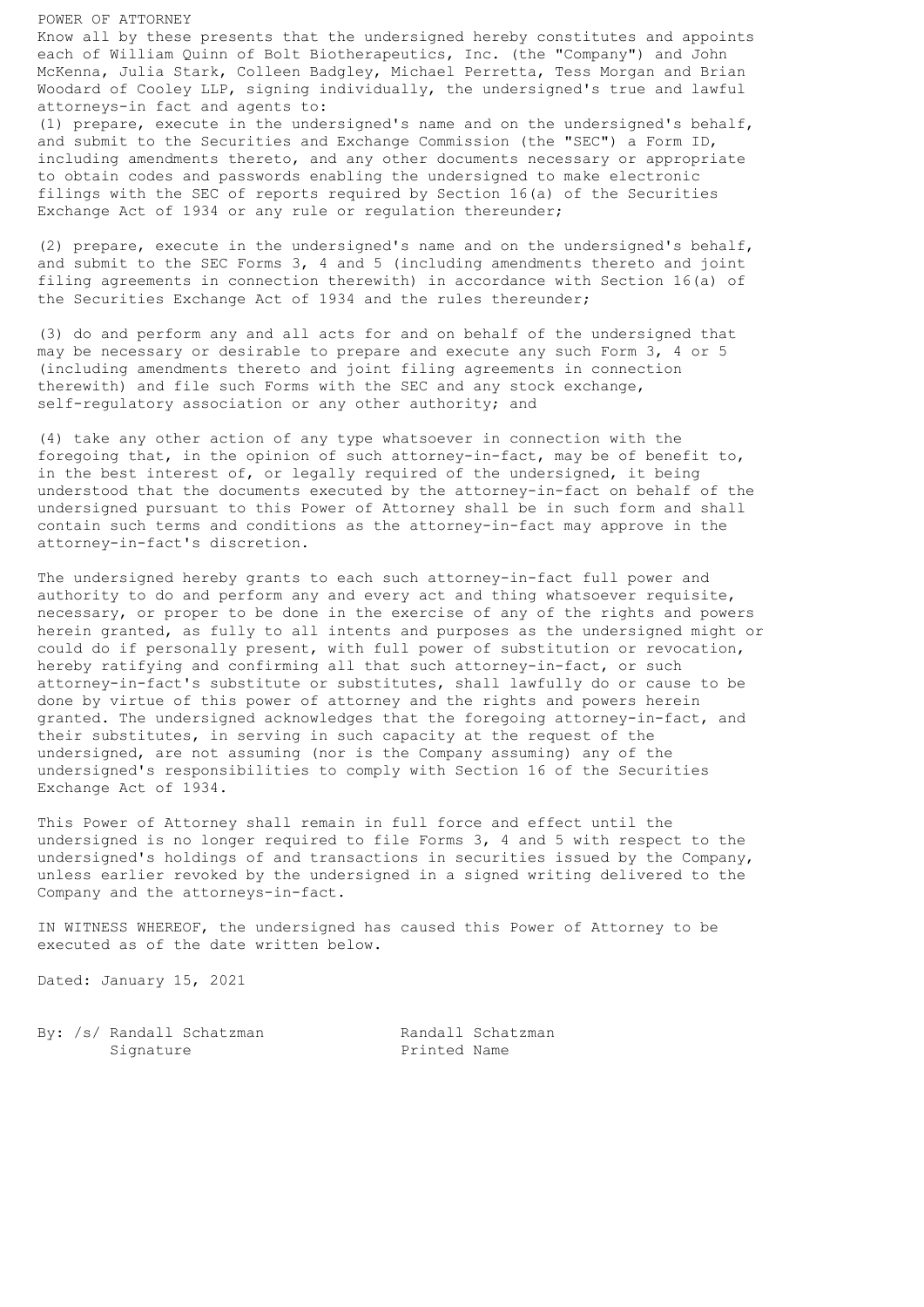# POWER OF ATTORNEY

Know all by these presents that the undersigned hereby constitutes and appoints each of William Quinn of Bolt Biotherapeutics, Inc. (the "Company") and John McKenna, Julia Stark, Colleen Badgley, Michael Perretta, Tess Morgan and Brian Woodard of Cooley LLP, signing individually, the undersigned's true and lawful attorneys-in fact and agents to:

(1) prepare, execute in the undersigned's name and on the undersigned's behalf, and submit to the Securities and Exchange Commission (the "SEC") a Form ID, including amendments thereto, and any other documents necessary or appropriate to obtain codes and passwords enabling the undersigned to make electronic filings with the SEC of reports required by Section 16(a) of the Securities Exchange Act of 1934 or any rule or regulation thereunder;

(2) prepare, execute in the undersigned's name and on the undersigned's behalf, and submit to the SEC Forms 3, 4 and 5 (including amendments thereto and joint filing agreements in connection therewith) in accordance with Section 16(a) of the Securities Exchange Act of 1934 and the rules thereunder;

(3) do and perform any and all acts for and on behalf of the undersigned that may be necessary or desirable to prepare and execute any such Form 3, 4 or 5 (including amendments thereto and joint filing agreements in connection therewith) and file such Forms with the SEC and any stock exchange, self-regulatory association or any other authority; and

(4) take any other action of any type whatsoever in connection with the foregoing that, in the opinion of such attorney-in-fact, may be of benefit to, in the best interest of, or legally required of the undersigned, it being understood that the documents executed by the attorney-in-fact on behalf of the undersigned pursuant to this Power of Attorney shall be in such form and shall contain such terms and conditions as the attorney-in-fact may approve in the attorney-in-fact's discretion.

The undersigned hereby grants to each such attorney-in-fact full power and authority to do and perform any and every act and thing whatsoever requisite, necessary, or proper to be done in the exercise of any of the rights and powers herein granted, as fully to all intents and purposes as the undersigned might or could do if personally present, with full power of substitution or revocation, hereby ratifying and confirming all that such attorney-in-fact, or such attorney-in-fact's substitute or substitutes, shall lawfully do or cause to be done by virtue of this power of attorney and the rights and powers herein granted. The undersigned acknowledges that the foregoing attorney-in-fact, and their substitutes, in serving in such capacity at the request of the undersigned, are not assuming (nor is the Company assuming) any of the undersigned's responsibilities to comply with Section 16 of the Securities Exchange Act of 1934.

This Power of Attorney shall remain in full force and effect until the undersigned is no longer required to file Forms 3, 4 and 5 with respect to the undersigned's holdings of and transactions in securities issued by the Company, unless earlier revoked by the undersigned in a signed writing delivered to the Company and the attorneys-in-fact.

IN WITNESS WHEREOF, the undersigned has caused this Power of Attorney to be executed as of the date written below.

Dated: January 15, 2021

By: /s/ Randall Schatzman
Signature

Randall Schatzman
Printed Name